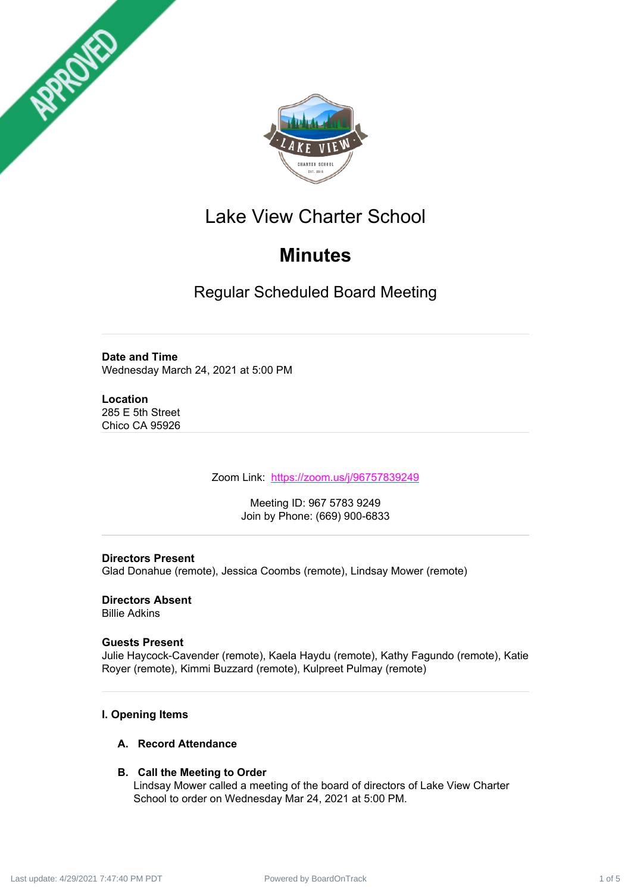# Lake View Charter School

## Minutes

### Regular Scheduled Board Meeting

---

**Date and Time**
Wednesday March 24, 2021 at 5:00 PM

**Location**
285 E 5th Street
Chico CA 95926

---

Zoom Link: [https://zoom.us/j/96757839249](https://zoom.us/j/96757839249)

Meeting ID: 967 5783 9249
Join by Phone: (669) 900-6833

---

**Directors Present**
Glad Donahue (remote), Jessica Coombs (remote), Lindsay Mower (remote)

**Directors Absent**
Billie Adkins

**Guests Present**
Julie Haycock-Cavender (remote), Kaela Haydu (remote), Kathy Fagundo (remote), Katie Royer (remote), Kimmi Buzzard (remote), Kulpreet Pulmay (remote)

---

**I. Opening Items**

**A. Record Attendance**

**B. Call the Meeting to Order**
Lindsay Mower called a meeting of the board of directors of Lake View Charter School to order on Wednesday Mar 24, 2021 at 5:00 PM.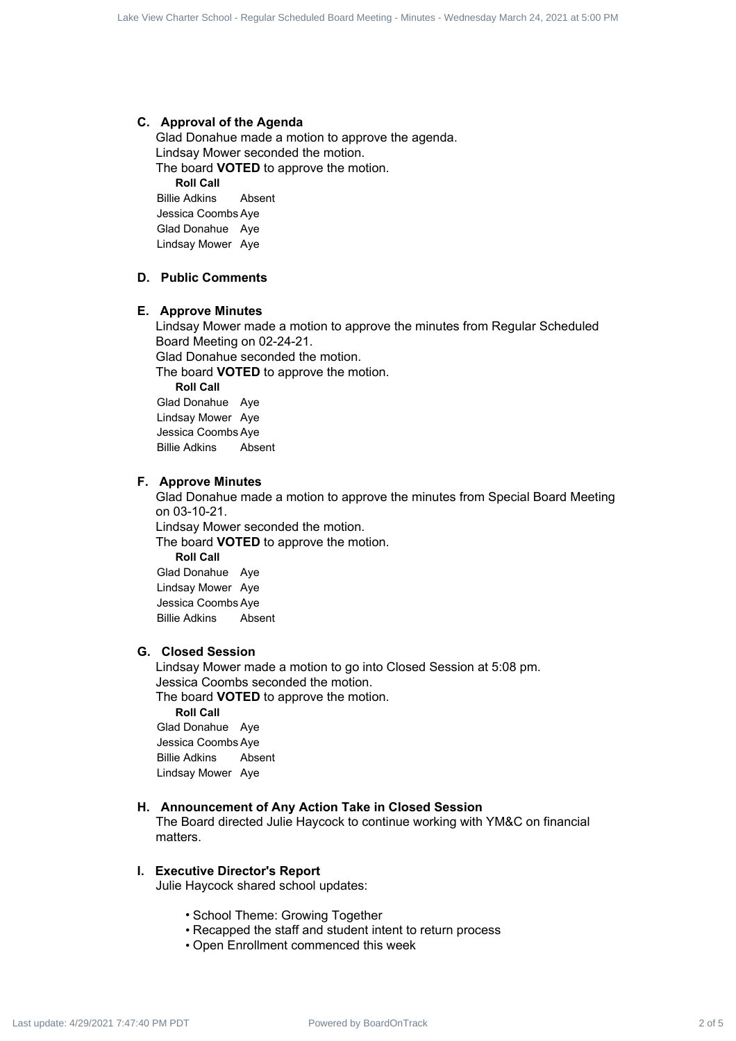### C. Approval of the Agenda

Glad Donahue made a motion to approve the agenda.
Lindsay Mower seconded the motion.
The board **VOTED** to approve the motion.

**Roll Call**

| | |
|---|---|
| Billie Adkins | Absent |
| Jessica Coombs | Aye |
| Glad Donahue | Aye |
| Lindsay Mower | Aye |

### D. Public Comments

### E. Approve Minutes

Lindsay Mower made a motion to approve the minutes from Regular Scheduled Board Meeting on 02-24-21.
Glad Donahue seconded the motion.
The board **VOTED** to approve the motion.

**Roll Call**

| | |
|---|---|
| Glad Donahue | Aye |
| Lindsay Mower | Aye |
| Jessica Coombs | Aye |
| Billie Adkins | Absent |

### F. Approve Minutes

Glad Donahue made a motion to approve the minutes from Special Board Meeting on 03-10-21.
Lindsay Mower seconded the motion.
The board **VOTED** to approve the motion.

**Roll Call**

| | |
|---|---|
| Glad Donahue | Aye |
| Lindsay Mower | Aye |
| Jessica Coombs | Aye |
| Billie Adkins | Absent |

### G. Closed Session

Lindsay Mower made a motion to go into Closed Session at 5:08 pm.
Jessica Coombs seconded the motion.
The board **VOTED** to approve the motion.

**Roll Call**

| | |
|---|---|
| Glad Donahue | Aye |
| Jessica Coombs | Aye |
| Billie Adkins | Absent |
| Lindsay Mower | Aye |

### H. Announcement of Any Action Take in Closed Session

The Board directed Julie Haycock to continue working with YM&C on financial matters.

### I. Executive Director's Report

Julie Haycock shared school updates:

- School Theme: Growing Together
- Recapped the staff and student intent to return process
- Open Enrollment commenced this week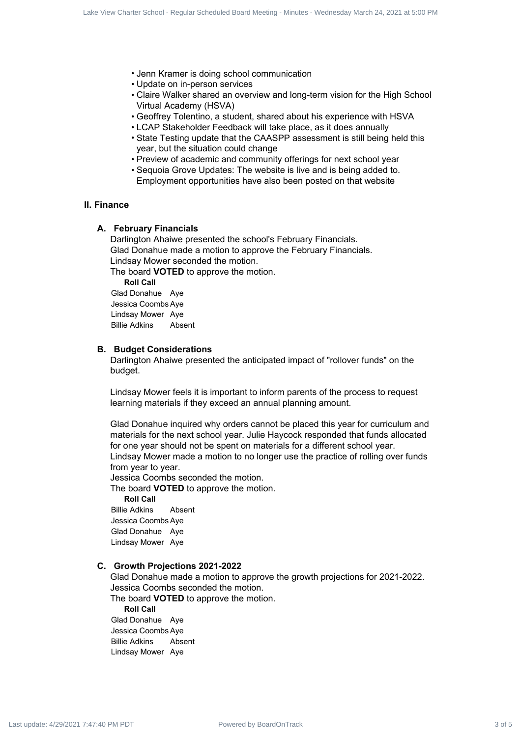- Jenn Kramer is doing school communication
- Update on in-person services
- Claire Walker shared an overview and long-term vision for the High School Virtual Academy (HSVA)
- Geoffrey Tolentino, a student, shared about his experience with HSVA
- LCAP Stakeholder Feedback will take place, as it does annually
- State Testing update that the CAASPP assessment is still being held this year, but the situation could change
- Preview of academic and community offerings for next school year
- Sequoia Grove Updates: The website is live and is being added to. Employment opportunities have also been posted on that website

## II. Finance

### A. February Financials

Darlington Ahaiwe presented the school's February Financials.
Glad Donahue made a motion to approve the February Financials.
Lindsay Mower seconded the motion.
The board **VOTED** to approve the motion.

**Roll Call**

| | |
|---|---|
| Glad Donahue | Aye |
| Jessica Coombs | Aye |
| Lindsay Mower | Aye |
| Billie Adkins | Absent |

### B. Budget Considerations

Darlington Ahaiwe presented the anticipated impact of "rollover funds" on the budget.

Lindsay Mower feels it is important to inform parents of the process to request learning materials if they exceed an annual planning amount.

Glad Donahue inquired why orders cannot be placed this year for curriculum and materials for the next school year. Julie Haycock responded that funds allocated for one year should not be spent on materials for a different school year.
Lindsay Mower made a motion to no longer use the practice of rolling over funds from year to year.
Jessica Coombs seconded the motion.
The board **VOTED** to approve the motion.

**Roll Call**

| | |
|---|---|
| Billie Adkins | Absent |
| Jessica Coombs | Aye |
| Glad Donahue | Aye |
| Lindsay Mower | Aye |

### C. Growth Projections 2021-2022

Glad Donahue made a motion to approve the growth projections for 2021-2022.
Jessica Coombs seconded the motion.
The board **VOTED** to approve the motion.

**Roll Call**

| | |
|---|---|
| Glad Donahue | Aye |
| Jessica Coombs | Aye |
| Billie Adkins | Absent |
| Lindsay Mower | Aye |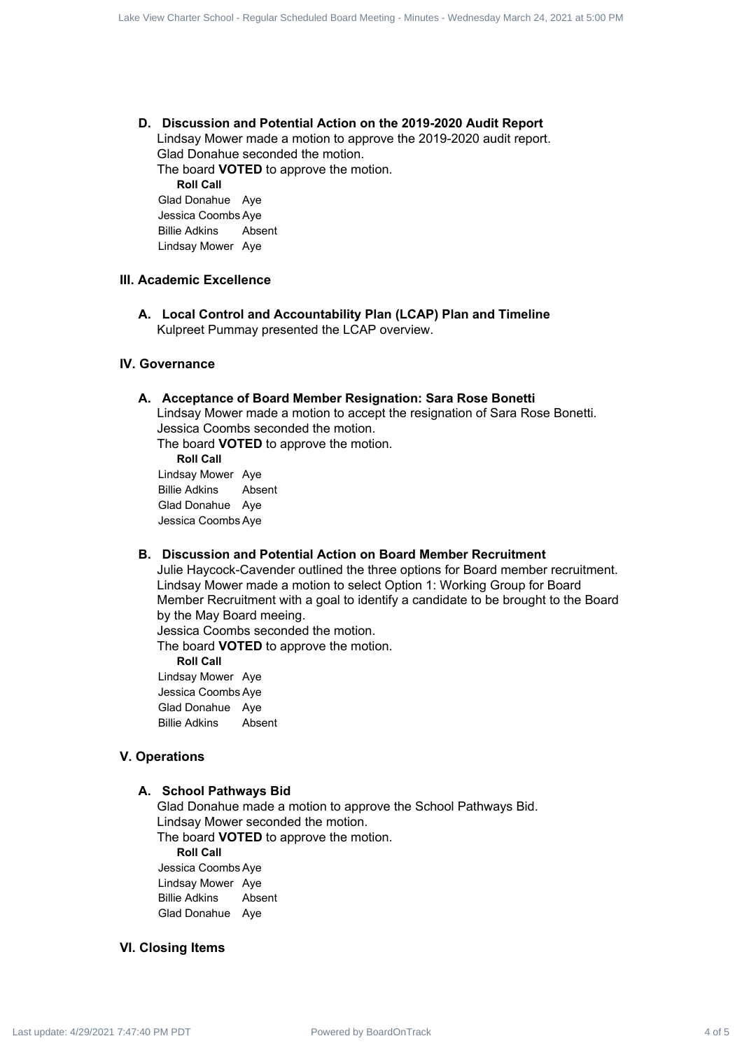### D. Discussion and Potential Action on the 2019-2020 Audit Report

Lindsay Mower made a motion to approve the 2019-2020 audit report.
Glad Donahue seconded the motion.
The board **VOTED** to approve the motion.

**Roll Call**

| | |
|---|---|
| Glad Donahue | Aye |
| Jessica Coombs | Aye |
| Billie Adkins | Absent |
| Lindsay Mower | Aye |

## III. Academic Excellence

### A. Local Control and Accountability Plan (LCAP) Plan and Timeline

Kulpreet Pummay presented the LCAP overview.

## IV. Governance

### A. Acceptance of Board Member Resignation: Sara Rose Bonetti

Lindsay Mower made a motion to accept the resignation of Sara Rose Bonetti.
Jessica Coombs seconded the motion.
The board **VOTED** to approve the motion.

**Roll Call**

| | |
|---|---|
| Lindsay Mower | Aye |
| Billie Adkins | Absent |
| Glad Donahue | Aye |
| Jessica Coombs | Aye |

### B. Discussion and Potential Action on Board Member Recruitment

Julie Haycock-Cavender outlined the three options for Board member recruitment.
Lindsay Mower made a motion to select Option 1: Working Group for Board Member Recruitment with a goal to identify a candidate to be brought to the Board by the May Board meeing.
Jessica Coombs seconded the motion.
The board **VOTED** to approve the motion.

**Roll Call**

| | |
|---|---|
| Lindsay Mower | Aye |
| Jessica Coombs | Aye |
| Glad Donahue | Aye |
| Billie Adkins | Absent |

## V. Operations

### A. School Pathways Bid

Glad Donahue made a motion to approve the School Pathways Bid.
Lindsay Mower seconded the motion.
The board **VOTED** to approve the motion.

**Roll Call**

| | |
|---|---|
| Jessica Coombs | Aye |
| Lindsay Mower | Aye |
| Billie Adkins | Absent |
| Glad Donahue | Aye |

## VI. Closing Items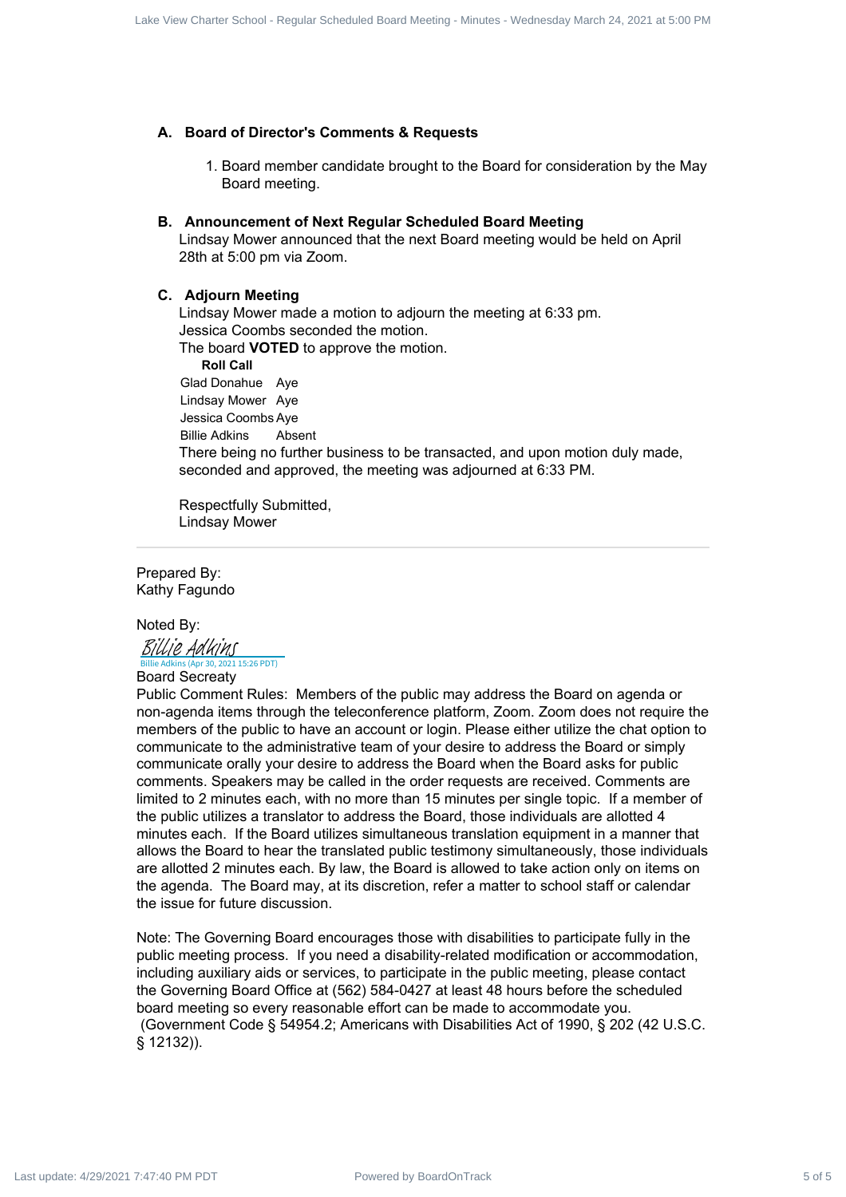### A. Board of Director's Comments & Requests

1. Board member candidate brought to the Board for consideration by the May Board meeting.

### B. Announcement of Next Regular Scheduled Board Meeting

Lindsay Mower announced that the next Board meeting would be held on April 28th at 5:00 pm via Zoom.

### C. Adjourn Meeting

Lindsay Mower made a motion to adjourn the meeting at 6:33 pm.
Jessica Coombs seconded the motion.
The board **VOTED** to approve the motion.

**Roll Call**

| | |
|---|---|
| Glad Donahue | Aye |
| Lindsay Mower | Aye |
| Jessica Coombs | Aye |
| Billie Adkins | Absent |

There being no further business to be transacted, and upon motion duly made, seconded and approved, the meeting was adjourned at 6:33 PM.

Respectfully Submitted,
Lindsay Mower

---

Prepared By:
Kathy Fagundo

Noted By:
Billie Adkins
Billie Adkins (Apr 30, 2021 15:26 PDT)
Board Secreaty

Public Comment Rules: Members of the public may address the Board on agenda or non-agenda items through the teleconference platform, Zoom. Zoom does not require the members of the public to have an account or login. Please either utilize the chat option to communicate to the administrative team of your desire to address the Board or simply communicate orally your desire to address the Board when the Board asks for public comments. Speakers may be called in the order requests are received. Comments are limited to 2 minutes each, with no more than 15 minutes per single topic. If a member of the public utilizes a translator to address the Board, those individuals are allotted 4 minutes each. If the Board utilizes simultaneous translation equipment in a manner that allows the Board to hear the translated public testimony simultaneously, those individuals are allotted 2 minutes each. By law, the Board is allowed to take action only on items on the agenda. The Board may, at its discretion, refer a matter to school staff or calendar the issue for future discussion.

Note: The Governing Board encourages those with disabilities to participate fully in the public meeting process. If you need a disability-related modification or accommodation, including auxiliary aids or services, to participate in the public meeting, please contact the Governing Board Office at (562) 584-0427 at least 48 hours before the scheduled board meeting so every reasonable effort can be made to accommodate you. (Government Code § 54954.2; Americans with Disabilities Act of 1990, § 202 (42 U.S.C. § 12132)).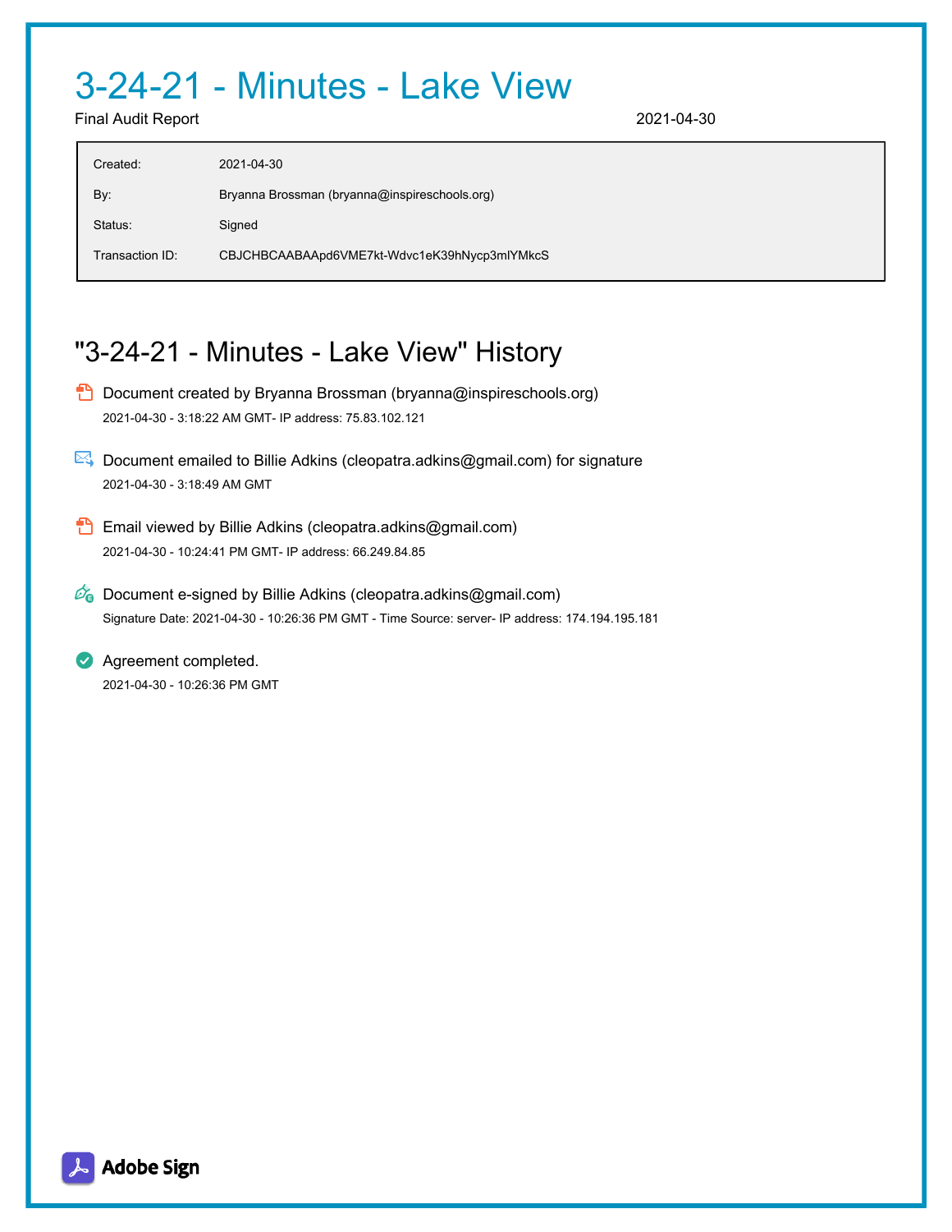# 3-24-21 - Minutes - Lake View

Final Audit Report 2021-04-30

| | |
|---|---|
| Created: | 2021-04-30 |
| By: | Bryanna Brossman (bryanna@inspireschools.org) |
| Status: | Signed |
| Transaction ID: | CBJCHBCAABAApd6VME7kt-Wdvc1eK39hNycp3mlYMkcS |

## "3-24-21 - Minutes - Lake View" History

- Document created by Bryanna Brossman (bryanna@inspireschools.org)
  2021-04-30 - 3:18:22 AM GMT- IP address: 75.83.102.121

- Document emailed to Billie Adkins (cleopatra.adkins@gmail.com) for signature
  2021-04-30 - 3:18:49 AM GMT

- Email viewed by Billie Adkins (cleopatra.adkins@gmail.com)
  2021-04-30 - 10:24:41 PM GMT- IP address: 66.249.84.85

- Document e-signed by Billie Adkins (cleopatra.adkins@gmail.com)
  Signature Date: 2021-04-30 - 10:26:36 PM GMT - Time Source: server- IP address: 174.194.195.181

- Agreement completed.
  2021-04-30 - 10:26:36 PM GMT

Adobe Sign